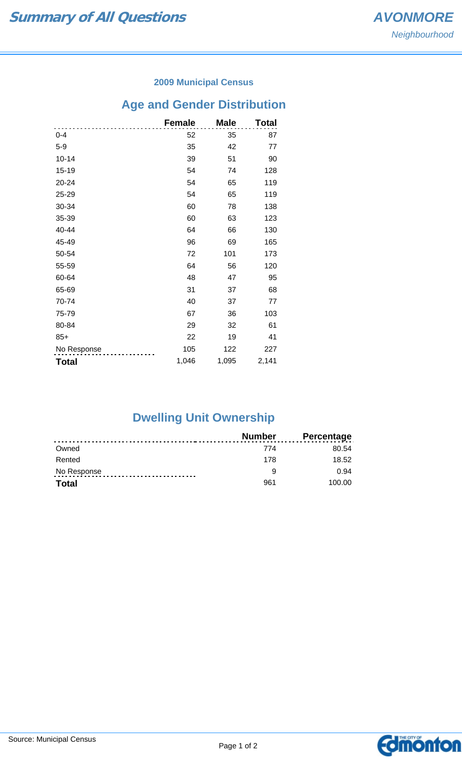# Summary of All Questions

## AVONMORE
*Neighbourhood*

### 2009 Municipal Census

## Age and Gender Distribution

| | Female | Male | Total |
|---|---|---|---|
| 0-4 | 52 | 35 | 87 |
| 5-9 | 35 | 42 | 77 |
| 10-14 | 39 | 51 | 90 |
| 15-19 | 54 | 74 | 128 |
| 20-24 | 54 | 65 | 119 |
| 25-29 | 54 | 65 | 119 |
| 30-34 | 60 | 78 | 138 |
| 35-39 | 60 | 63 | 123 |
| 40-44 | 64 | 66 | 130 |
| 45-49 | 96 | 69 | 165 |
| 50-54 | 72 | 101 | 173 |
| 55-59 | 64 | 56 | 120 |
| 60-64 | 48 | 47 | 95 |
| 65-69 | 31 | 37 | 68 |
| 70-74 | 40 | 37 | 77 |
| 75-79 | 67 | 36 | 103 |
| 80-84 | 29 | 32 | 61 |
| 85+ | 22 | 19 | 41 |
| No Response | 105 | 122 | 227 |
| **Total** | 1,046 | 1,095 | 2,141 |

## Dwelling Unit Ownership

| | Number | Percentage |
|---|---|---|
| Owned | 774 | 80.54 |
| Rented | 178 | 18.52 |
| No Response | 9 | 0.94 |
| **Total** | 961 | 100.00 |

Source: Municipal Census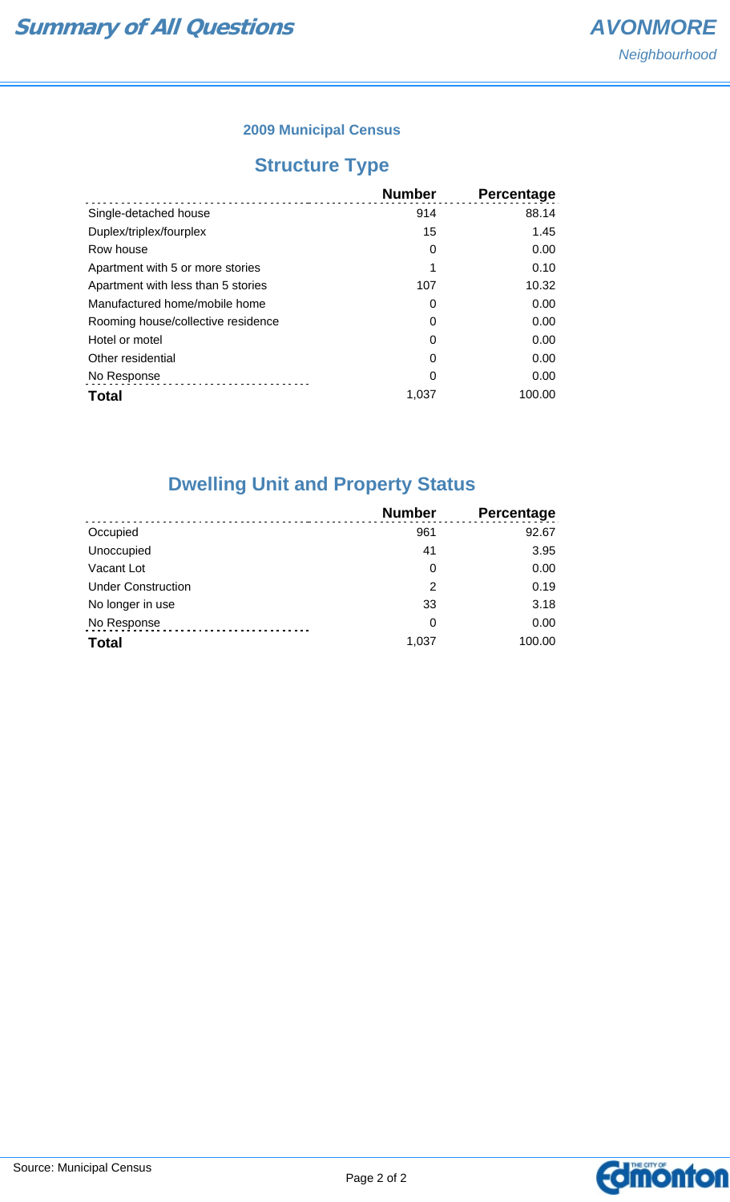# Summary of All Questions

**AVONMORE**
*Neighbourhood*

### 2009 Municipal Census

## Structure Type

| | Number | Percentage |
|---|---|---|
| Single-detached house | 914 | 88.14 |
| Duplex/triplex/fourplex | 15 | 1.45 |
| Row house | 0 | 0.00 |
| Apartment with 5 or more stories | 1 | 0.10 |
| Apartment with less than 5 stories | 107 | 10.32 |
| Manufactured home/mobile home | 0 | 0.00 |
| Rooming house/collective residence | 0 | 0.00 |
| Hotel or motel | 0 | 0.00 |
| Other residential | 0 | 0.00 |
| No Response | 0 | 0.00 |
| **Total** | 1,037 | 100.00 |

## Dwelling Unit and Property Status

| | Number | Percentage |
|---|---|---|
| Occupied | 961 | 92.67 |
| Unoccupied | 41 | 3.95 |
| Vacant Lot | 0 | 0.00 |
| Under Construction | 2 | 0.19 |
| No longer in use | 33 | 3.18 |
| No Response | 0 | 0.00 |
| **Total** | 1,037 | 100.00 |

Source: Municipal Census